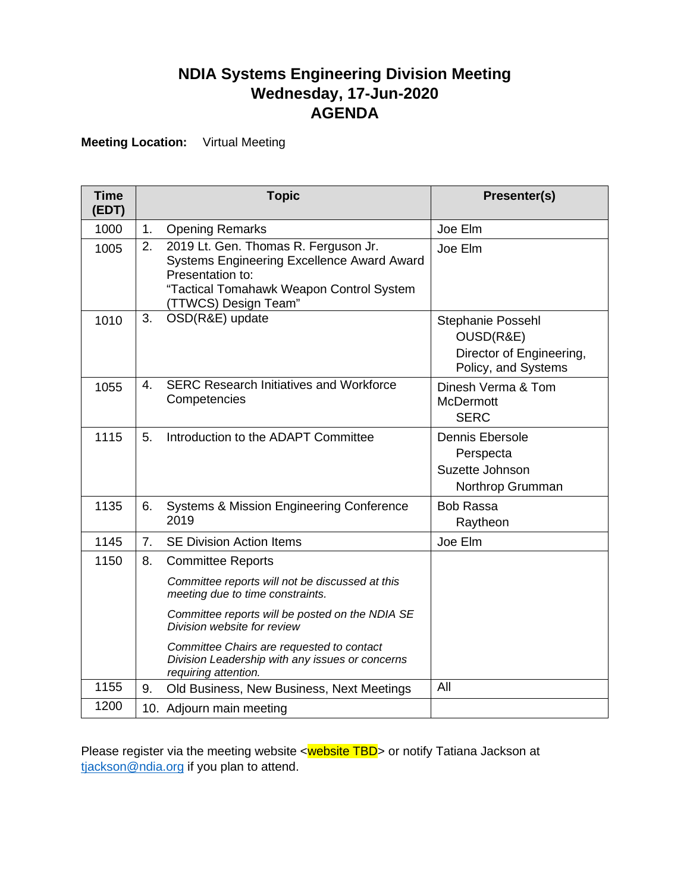# NDIA Systems Engineering Division Meeting
# Wednesday, 17-Jun-2020
# AGENDA

**Meeting Location:** Virtual Meeting

| Time (EDT) | Topic | Presenter(s) |
|---|---|---|
| 1000 | 1. Opening Remarks | Joe Elm |
| 1005 | 2. 2019 Lt. Gen. Thomas R. Ferguson Jr. Systems Engineering Excellence Award Award Presentation to: "Tactical Tomahawk Weapon Control System (TTWCS) Design Team" | Joe Elm |
| 1010 | 3. OSD(R&E) update | Stephanie Possehl OUSD(R&E) Director of Engineering, Policy, and Systems |
| 1055 | 4. SERC Research Initiatives and Workforce Competencies | Dinesh Verma & Tom McDermott SERC |
| 1115 | 5. Introduction to the ADAPT Committee | Dennis Ebersole Perspecta Suzette Johnson Northrop Grumman |
| 1135 | 6. Systems & Mission Engineering Conference 2019 | Bob Rassa Raytheon |
| 1145 | 7. SE Division Action Items | Joe Elm |
| 1150 | 8. Committee Reports *Committee reports will not be discussed at this meeting due to time constraints.* *Committee reports will be posted on the NDIA SE Division website for review* *Committee Chairs are requested to contact Division Leadership with any issues or concerns requiring attention.* | |
| 1155 | 9. Old Business, New Business, Next Meetings | All |
| 1200 | 10. Adjourn main meeting | |

Please register via the meeting website <website TBD> or notify Tatiana Jackson at tjackson@ndia.org if you plan to attend.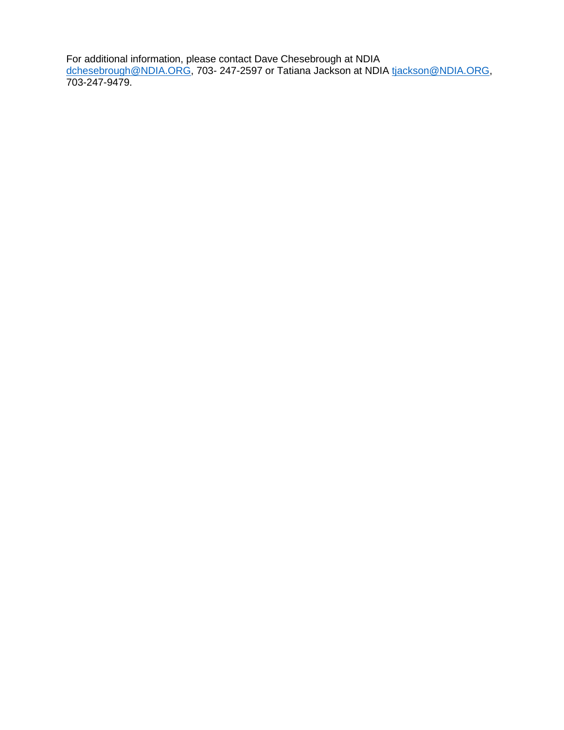For additional information, please contact Dave Chesebrough at NDIA dchesebrough@NDIA.ORG, 703- 247-2597 or Tatiana Jackson at NDIA tjackson@NDIA.ORG, 703-247-9479.